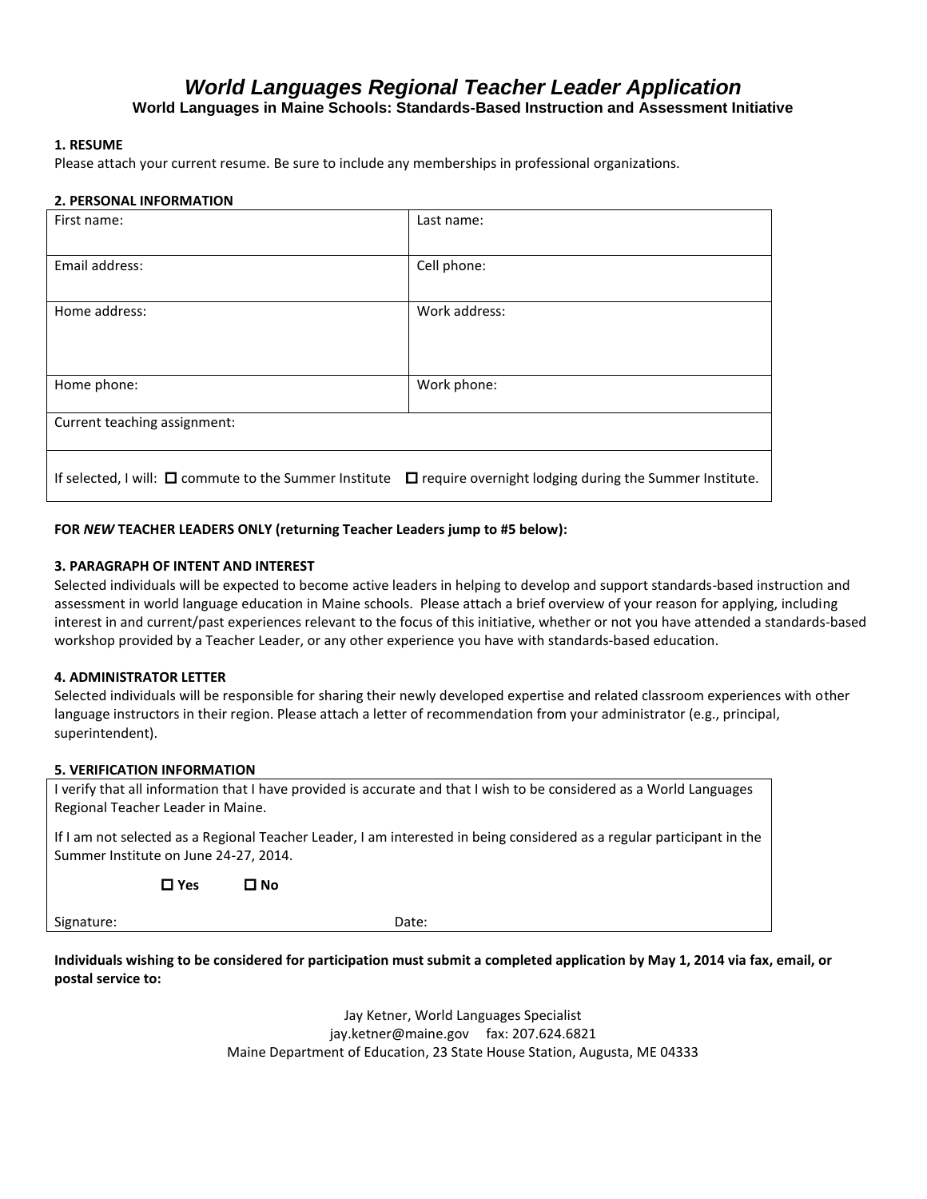# *World Languages Regional Teacher Leader Application*

**World Languages in Maine Schools: Standards-Based Instruction and Assessment Initiative**

**1. RESUME**

Please attach your current resume. Be sure to include any memberships in professional organizations.

**2. PERSONAL INFORMATION**

| First name: | Last name: |
|---|---|
| Email address: | Cell phone: |
| Home address: | Work address: |
| Home phone: | Work phone: |
| Current teaching assignment: | |
| If selected, I will: ☐ commute to the Summer Institute ☐ require overnight lodging during the Summer Institute. | |

**FOR *NEW* TEACHER LEADERS ONLY (returning Teacher Leaders jump to #5 below):**

**3. PARAGRAPH OF INTENT AND INTEREST**

Selected individuals will be expected to become active leaders in helping to develop and support standards-based instruction and assessment in world language education in Maine schools. Please attach a brief overview of your reason for applying, including interest in and current/past experiences relevant to the focus of this initiative, whether or not you have attended a standards-based workshop provided by a Teacher Leader, or any other experience you have with standards-based education.

**4. ADMINISTRATOR LETTER**

Selected individuals will be responsible for sharing their newly developed expertise and related classroom experiences with other language instructors in their region. Please attach a letter of recommendation from your administrator (e.g., principal, superintendent).

**5. VERIFICATION INFORMATION**

I verify that all information that I have provided is accurate and that I wish to be considered as a World Languages Regional Teacher Leader in Maine.

If I am not selected as a Regional Teacher Leader, I am interested in being considered as a regular participant in the Summer Institute on June 24-27, 2014.

☐ **Yes** ☐ **No**

Signature: Date:

**Individuals wishing to be considered for participation must submit a completed application by May 1, 2014 via fax, email, or postal service to:**

Jay Ketner, World Languages Specialist
jay.ketner@maine.gov fax: 207.624.6821
Maine Department of Education, 23 State House Station, Augusta, ME 04333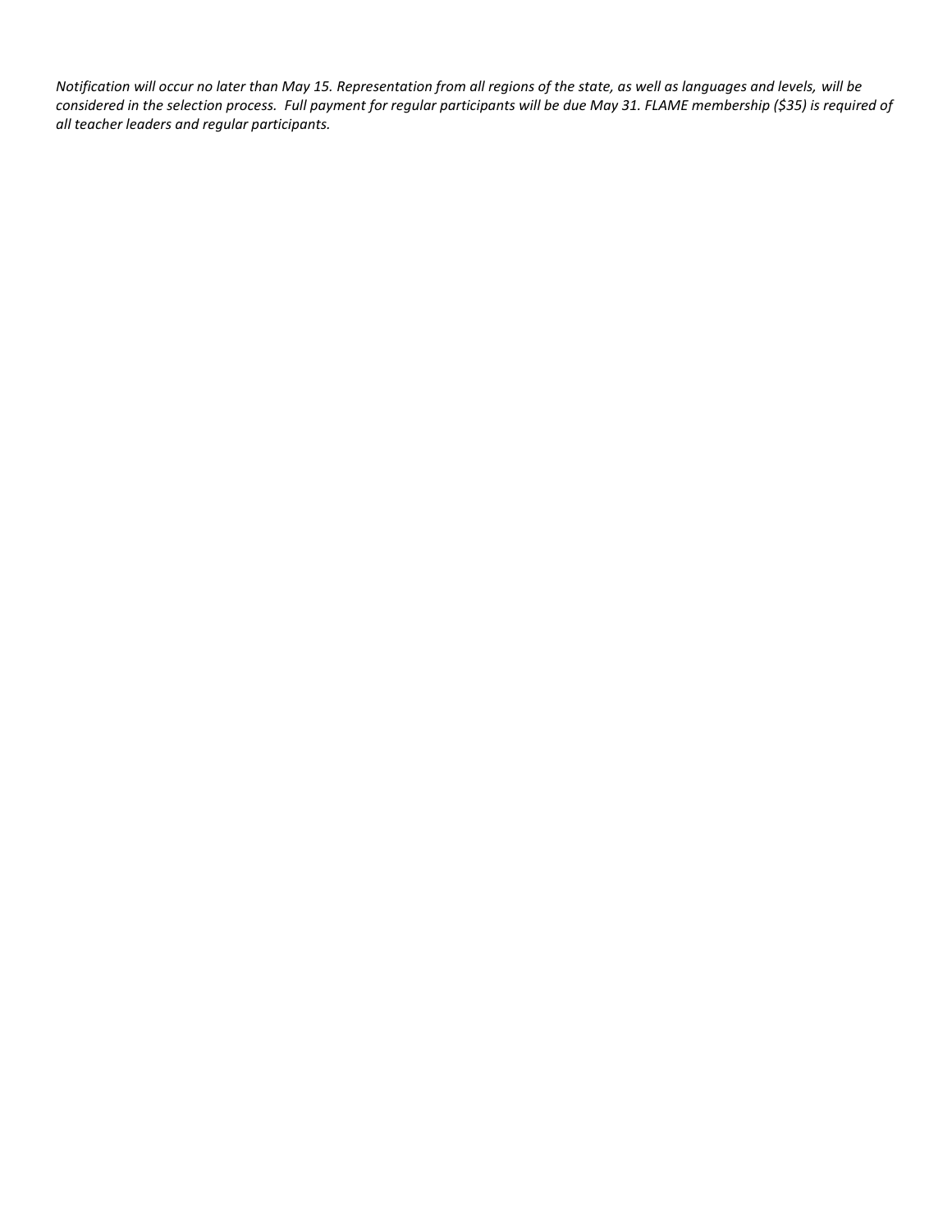*Notification will occur no later than May 15. Representation from all regions of the state, as well as languages and levels, will be considered in the selection process. Full payment for regular participants will be due May 31. FLAME membership ($35) is required of all teacher leaders and regular participants.*